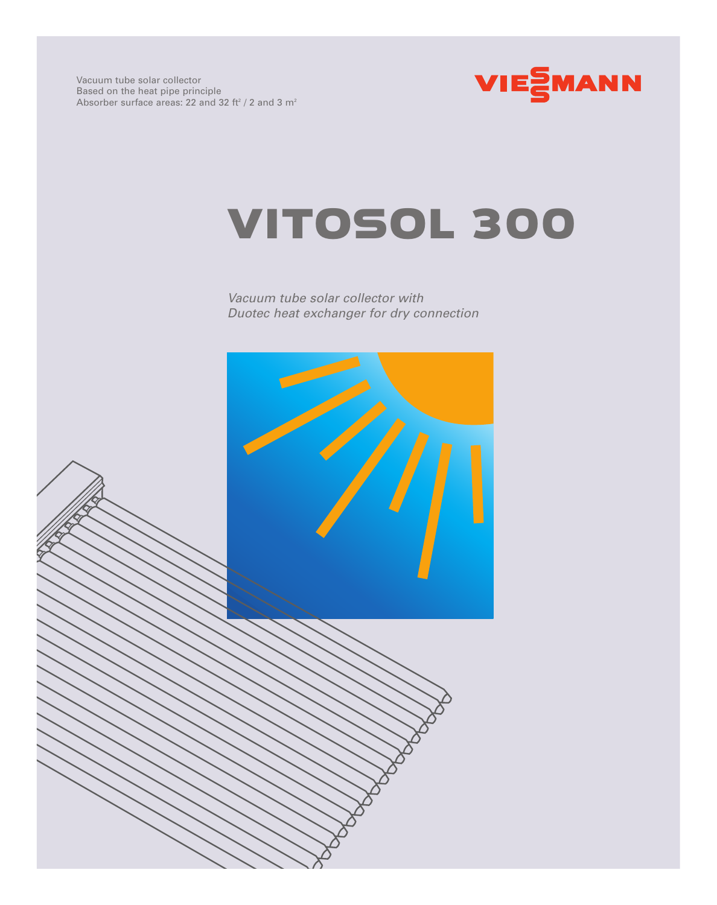Vacuum tube solar collector
Based on the heat pipe principle
Absorber surface areas: 22 and 32 ft² / 2 and 3 m²

VIESSMANN

# VITOSOL 300

*Vacuum tube solar collector with Duotec heat exchanger for dry connection*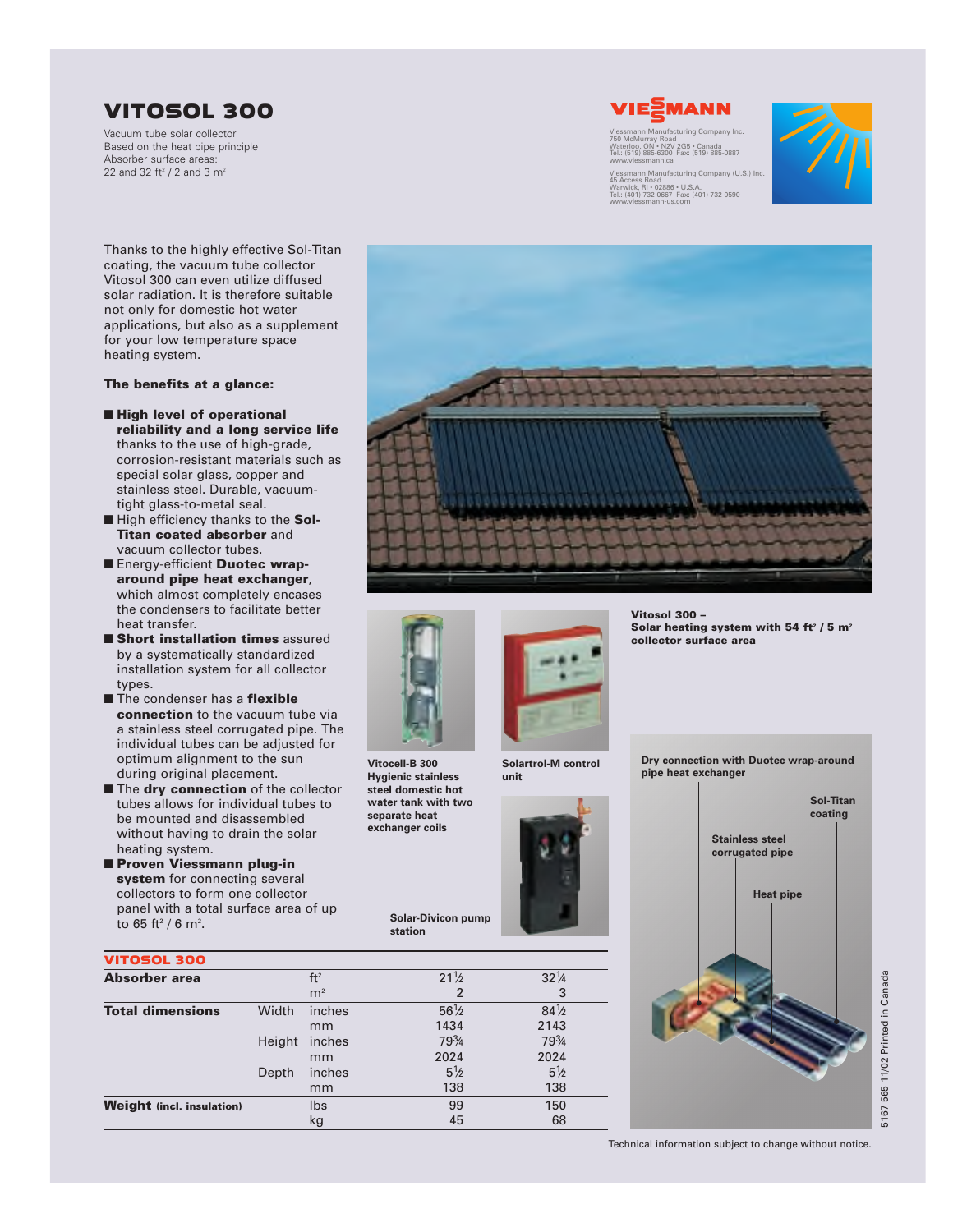# VITOSOL 300

Vacuum tube solar collector
Based on the heat pipe principle
Absorber surface areas:
22 and 32 ft² / 2 and 3 m²

VIESSMANN

Viessmann Manufacturing Company Inc.
750 McMurray Road
Waterloo, ON • N2V 2G5 • Canada
Tel.: (519) 885-6300 Fax: (519) 885-0887
www.viessmann.ca

Viessmann Manufacturing Company (U.S.) Inc.
45 Access Road
Warwick, RI • 02886 • U.S.A.
Tel.: (401) 732-0667 Fax: (401) 732-0590
www.viessmann-us.com

Thanks to the highly effective Sol-Titan coating, the vacuum tube collector Vitosol 300 can even utilize diffused solar radiation. It is therefore suitable not only for domestic hot water applications, but also as a supplement for your low temperature space heating system.

**The benefits at a glance:**

- **High level of operational reliability and a long service life** thanks to the use of high-grade, corrosion-resistant materials such as special solar glass, copper and stainless steel. Durable, vacuum-tight glass-to-metal seal.
- High efficiency thanks to the **Sol-Titan coated absorber** and vacuum collector tubes.
- Energy-efficient **Duotec wrap-around pipe heat exchanger**, which almost completely encases the condensers to facilitate better heat transfer.
- **Short installation times** assured by a systematically standardized installation system for all collector types.
- The condenser has a **flexible connection** to the vacuum tube via a stainless steel corrugated pipe. The individual tubes can be adjusted for optimum alignment to the sun during original placement.
- The **dry connection** of the collector tubes allows for individual tubes to be mounted and disassembled without having to drain the solar heating system.
- **Proven Viessmann plug-in system** for connecting several collectors to form one collector panel with a total surface area of up to 65 ft² / 6 m².

**Vitosol 300 – Solar heating system with 54 ft² / 5 m² collector surface area**

**Vitocell-B 300 Hygienic stainless steel domestic hot water tank with two separate heat exchanger coils**

**Solartrol-M control unit**

**Solar-Divicon pump station**

**Dry connection with Duotec wrap-around pipe heat exchanger**

Sol-Titan coating

Stainless steel corrugated pipe

Heat pipe

## VITOSOL 300

| | | | | |
|---|---|---|---|---|
| **Absorber area** | | ft² | 21½ | 32¼ |
| | | m² | 2 | 3 |
| **Total dimensions** | Width | inches | 56½ | 84½ |
| | | mm | 1434 | 2143 |
| | Height | inches | 79¾ | 79¾ |
| | | mm | 2024 | 2024 |
| | Depth | inches | 5½ | 5½ |
| | | mm | 138 | 138 |
| **Weight** (incl. insulation) | | lbs | 99 | 150 |
| | | kg | 45 | 68 |

Technical information subject to change without notice.

5167 565 11/02 Printed in Canada